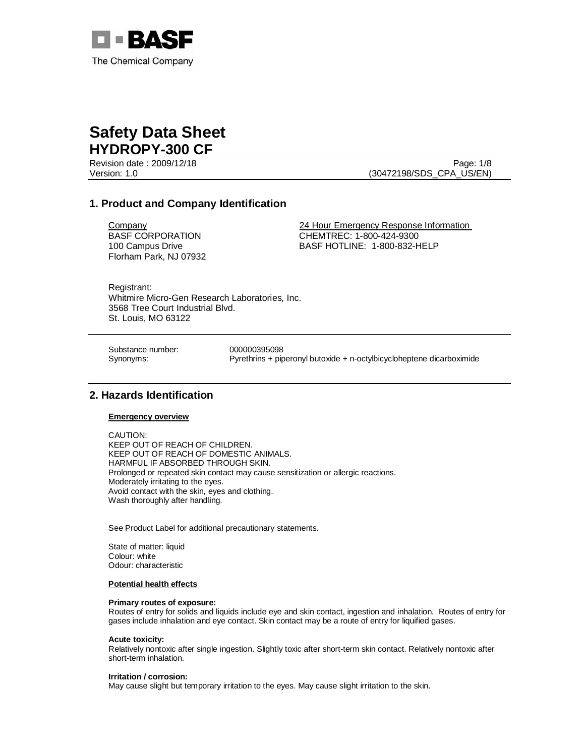BASF
The Chemical Company

# Safety Data Sheet
# HYDROPY-300 CF

Revision date : 2009/12/18
Version: 1.0
(30472198/SDS_CPA_US/EN)

## 1. Product and Company Identification

Company
BASF CORPORATION
100 Campus Drive
Florham Park, NJ 07932

24 Hour Emergency Response Information
CHEMTREC: 1-800-424-9300
BASF HOTLINE: 1-800-832-HELP

Registrant:
Whitmire Micro-Gen Research Laboratories, Inc.
3568 Tree Court Industrial Blvd.
St. Louis, MO 63122

| | |
|---|---|
| Substance number: | 000000395098 |
| Synonyms: | Pyrethrins + piperonyl butoxide + n-octylbicycloheptene dicarboximide |

## 2. Hazards Identification

**Emergency overview**

CAUTION:
KEEP OUT OF REACH OF CHILDREN.
KEEP OUT OF REACH OF DOMESTIC ANIMALS.
HARMFUL IF ABSORBED THROUGH SKIN.
Prolonged or repeated skin contact may cause sensitization or allergic reactions.
Moderately irritating to the eyes.
Avoid contact with the skin, eyes and clothing.
Wash thoroughly after handling.

See Product Label for additional precautionary statements.

State of matter: liquid
Colour: white
Odour: characteristic

**Potential health effects**

**Primary routes of exposure:**
Routes of entry for solids and liquids include eye and skin contact, ingestion and inhalation. Routes of entry for gases include inhalation and eye contact. Skin contact may be a route of entry for liquified gases.

**Acute toxicity:**
Relatively nontoxic after single ingestion. Slightly toxic after short-term skin contact. Relatively nontoxic after short-term inhalation.

**Irritation / corrosion:**
May cause slight but temporary irritation to the eyes. May cause slight irritation to the skin.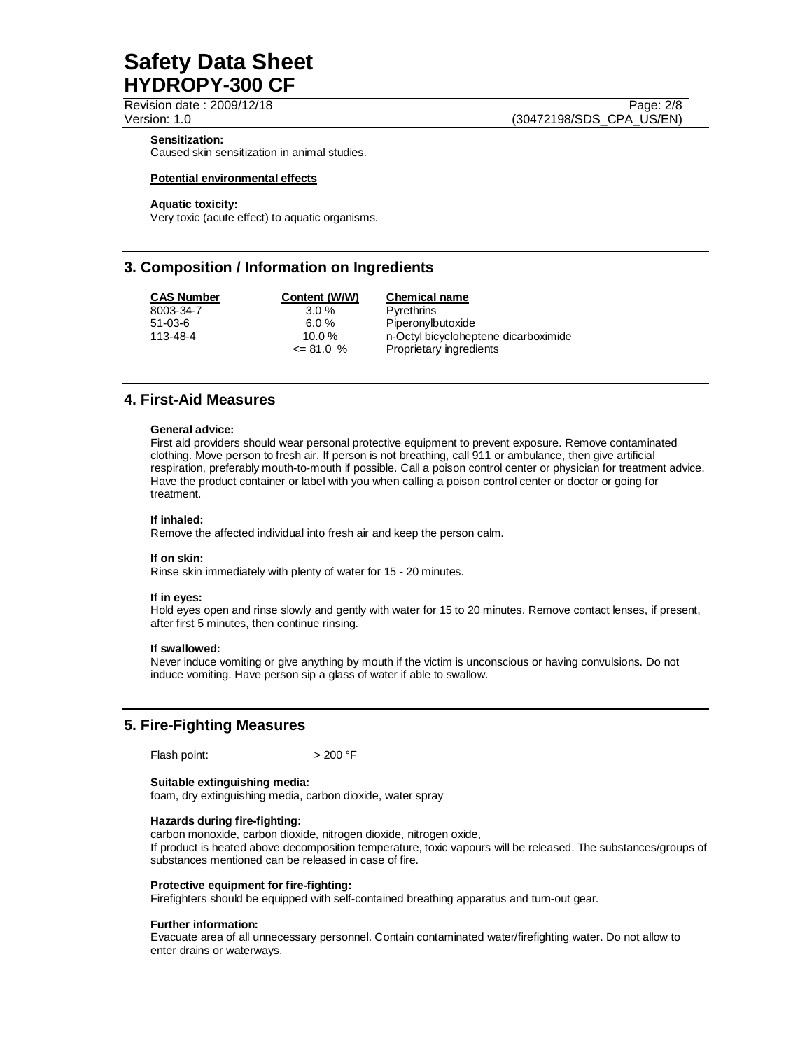**Sensitization:**
Caused skin sensitization in animal studies.

**Potential environmental effects**

**Aquatic toxicity:**
Very toxic (acute effect) to aquatic organisms.

## 3. Composition / Information on Ingredients

| CAS Number | Content (W/W) | Chemical name |
| --- | --- | --- |
| 8003-34-7 | 3.0 % | Pyrethrins |
| 51-03-6 | 6.0 % | Piperonylbutoxide |
| 113-48-4 | 10.0 % | n-Octyl bicycloheptene dicarboximide |
| | <= 81.0 % | Proprietary ingredients |

## 4. First-Aid Measures

**General advice:**
First aid providers should wear personal protective equipment to prevent exposure. Remove contaminated clothing. Move person to fresh air. If person is not breathing, call 911 or ambulance, then give artificial respiration, preferably mouth-to-mouth if possible. Call a poison control center or physician for treatment advice. Have the product container or label with you when calling a poison control center or doctor or going for treatment.

**If inhaled:**
Remove the affected individual into fresh air and keep the person calm.

**If on skin:**
Rinse skin immediately with plenty of water for 15 - 20 minutes.

**If in eyes:**
Hold eyes open and rinse slowly and gently with water for 15 to 20 minutes. Remove contact lenses, if present, after first 5 minutes, then continue rinsing.

**If swallowed:**
Never induce vomiting or give anything by mouth if the victim is unconscious or having convulsions. Do not induce vomiting. Have person sip a glass of water if able to swallow.

## 5. Fire-Fighting Measures

Flash point: > 200 °F

**Suitable extinguishing media:**
foam, dry extinguishing media, carbon dioxide, water spray

**Hazards during fire-fighting:**
carbon monoxide, carbon dioxide, nitrogen dioxide, nitrogen oxide,
If product is heated above decomposition temperature, toxic vapours will be released. The substances/groups of substances mentioned can be released in case of fire.

**Protective equipment for fire-fighting:**
Firefighters should be equipped with self-contained breathing apparatus and turn-out gear.

**Further information:**
Evacuate area of all unnecessary personnel. Contain contaminated water/firefighting water. Do not allow to enter drains or waterways.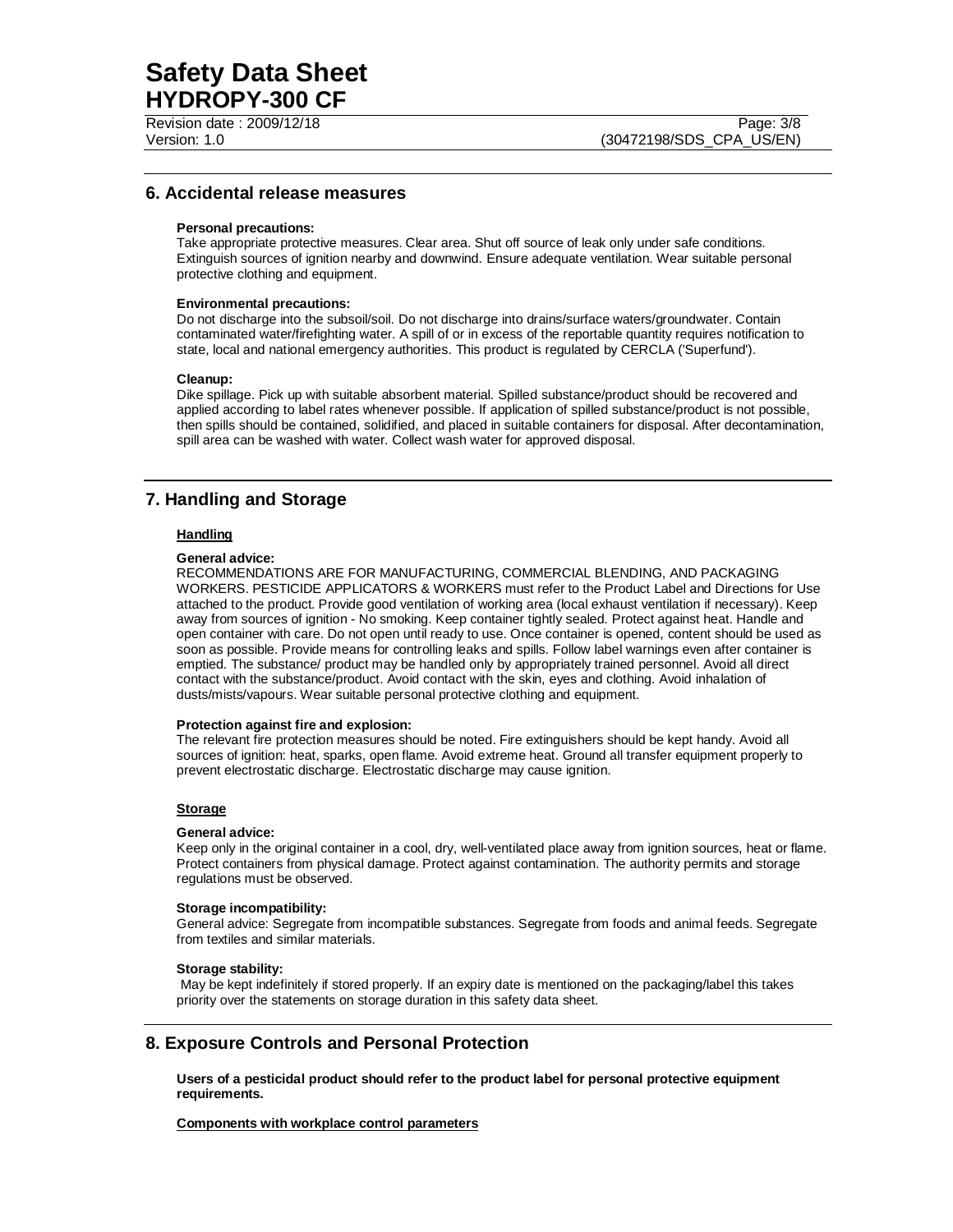## 6. Accidental release measures

**Personal precautions:**
Take appropriate protective measures. Clear area. Shut off source of leak only under safe conditions. Extinguish sources of ignition nearby and downwind. Ensure adequate ventilation. Wear suitable personal protective clothing and equipment.

**Environmental precautions:**
Do not discharge into the subsoil/soil. Do not discharge into drains/surface waters/groundwater. Contain contaminated water/firefighting water. A spill of or in excess of the reportable quantity requires notification to state, local and national emergency authorities. This product is regulated by CERCLA ('Superfund').

**Cleanup:**
Dike spillage. Pick up with suitable absorbent material. Spilled substance/product should be recovered and applied according to label rates whenever possible. If application of spilled substance/product is not possible, then spills should be contained, solidified, and placed in suitable containers for disposal. After decontamination, spill area can be washed with water. Collect wash water for approved disposal.

## 7. Handling and Storage

### Handling

**General advice:**
RECOMMENDATIONS ARE FOR MANUFACTURING, COMMERCIAL BLENDING, AND PACKAGING WORKERS. PESTICIDE APPLICATORS & WORKERS must refer to the Product Label and Directions for Use attached to the product. Provide good ventilation of working area (local exhaust ventilation if necessary). Keep away from sources of ignition - No smoking. Keep container tightly sealed. Protect against heat. Handle and open container with care. Do not open until ready to use. Once container is opened, content should be used as soon as possible. Provide means for controlling leaks and spills. Follow label warnings even after container is emptied. The substance/ product may be handled only by appropriately trained personnel. Avoid all direct contact with the substance/product. Avoid contact with the skin, eyes and clothing. Avoid inhalation of dusts/mists/vapours. Wear suitable personal protective clothing and equipment.

**Protection against fire and explosion:**
The relevant fire protection measures should be noted. Fire extinguishers should be kept handy. Avoid all sources of ignition: heat, sparks, open flame. Avoid extreme heat. Ground all transfer equipment properly to prevent electrostatic discharge. Electrostatic discharge may cause ignition.

### Storage

**General advice:**
Keep only in the original container in a cool, dry, well-ventilated place away from ignition sources, heat or flame. Protect containers from physical damage. Protect against contamination. The authority permits and storage regulations must be observed.

**Storage incompatibility:**
General advice: Segregate from incompatible substances. Segregate from foods and animal feeds. Segregate from textiles and similar materials.

**Storage stability:**
May be kept indefinitely if stored properly. If an expiry date is mentioned on the packaging/label this takes priority over the statements on storage duration in this safety data sheet.

## 8. Exposure Controls and Personal Protection

**Users of a pesticidal product should refer to the product label for personal protective equipment requirements.**

**Components with workplace control parameters**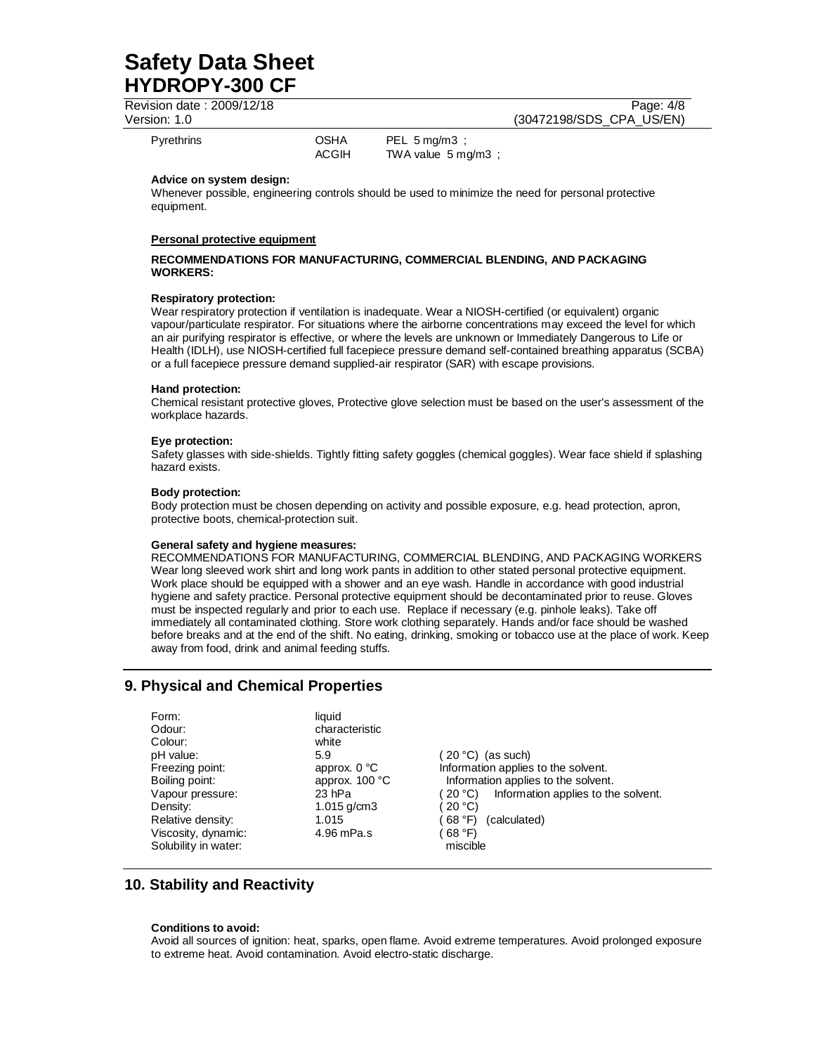| | | |
|---|---|---|
| Pyrethrins | OSHA | PEL 5 mg/m3 ; |
| | ACGIH | TWA value 5 mg/m3 ; |

**Advice on system design:**
Whenever possible, engineering controls should be used to minimize the need for personal protective equipment.

**Personal protective equipment**

**RECOMMENDATIONS FOR MANUFACTURING, COMMERCIAL BLENDING, AND PACKAGING WORKERS:**

**Respiratory protection:**
Wear respiratory protection if ventilation is inadequate. Wear a NIOSH-certified (or equivalent) organic vapour/particulate respirator. For situations where the airborne concentrations may exceed the level for which an air purifying respirator is effective, or where the levels are unknown or Immediately Dangerous to Life or Health (IDLH), use NIOSH-certified full facepiece pressure demand self-contained breathing apparatus (SCBA) or a full facepiece pressure demand supplied-air respirator (SAR) with escape provisions.

**Hand protection:**
Chemical resistant protective gloves, Protective glove selection must be based on the user's assessment of the workplace hazards.

**Eye protection:**
Safety glasses with side-shields. Tightly fitting safety goggles (chemical goggles). Wear face shield if splashing hazard exists.

**Body protection:**
Body protection must be chosen depending on activity and possible exposure, e.g. head protection, apron, protective boots, chemical-protection suit.

**General safety and hygiene measures:**
RECOMMENDATIONS FOR MANUFACTURING, COMMERCIAL BLENDING, AND PACKAGING WORKERS Wear long sleeved work shirt and long work pants in addition to other stated personal protective equipment. Work place should be equipped with a shower and an eye wash. Handle in accordance with good industrial hygiene and safety practice. Personal protective equipment should be decontaminated prior to reuse. Gloves must be inspected regularly and prior to each use. Replace if necessary (e.g. pinhole leaks). Take off immediately all contaminated clothing. Store work clothing separately. Hands and/or face should be washed before breaks and at the end of the shift. No eating, drinking, smoking or tobacco use at the place of work. Keep away from food, drink and animal feeding stuffs.

## 9. Physical and Chemical Properties

| | | |
|---|---|---|
| Form: | liquid | |
| Odour: | characteristic | |
| Colour: | white | |
| pH value: | 5.9 | ( 20 °C) (as such) |
| Freezing point: | approx. 0 °C | Information applies to the solvent. |
| Boiling point: | approx. 100 °C | Information applies to the solvent. |
| Vapour pressure: | 23 hPa | ( 20 °C) Information applies to the solvent. |
| Density: | 1.015 g/cm3 | ( 20 °C) |
| Relative density: | 1.015 | ( 68 °F) (calculated) |
| Viscosity, dynamic: | 4.96 mPa.s | ( 68 °F) |
| Solubility in water: | | miscible |

## 10. Stability and Reactivity

**Conditions to avoid:**
Avoid all sources of ignition: heat, sparks, open flame. Avoid extreme temperatures. Avoid prolonged exposure to extreme heat. Avoid contamination. Avoid electro-static discharge.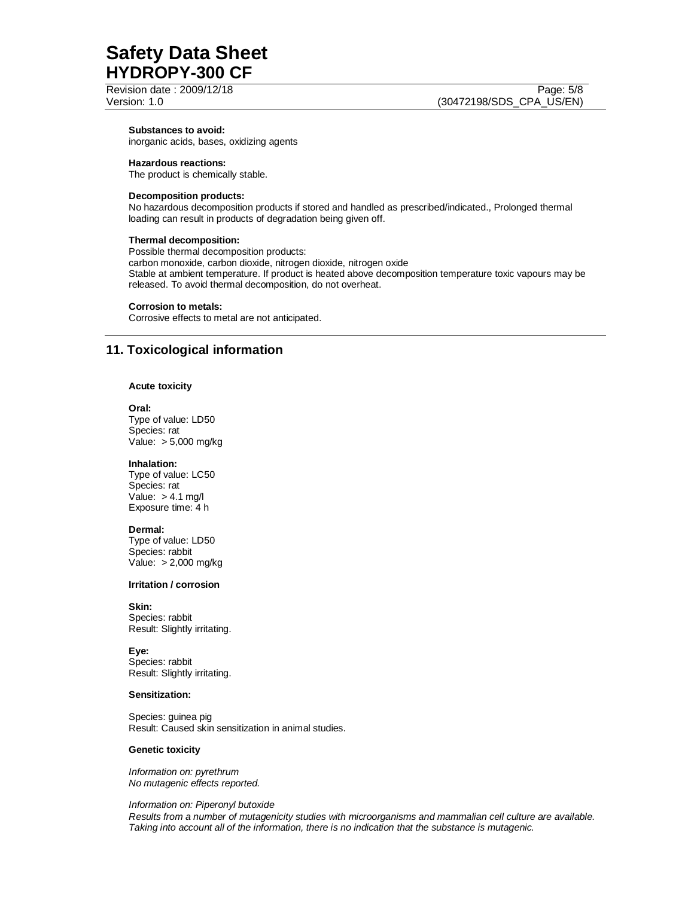**Substances to avoid:**
inorganic acids, bases, oxidizing agents

**Hazardous reactions:**
The product is chemically stable.

**Decomposition products:**
No hazardous decomposition products if stored and handled as prescribed/indicated., Prolonged thermal loading can result in products of degradation being given off.

**Thermal decomposition:**
Possible thermal decomposition products:
carbon monoxide, carbon dioxide, nitrogen dioxide, nitrogen oxide
Stable at ambient temperature. If product is heated above decomposition temperature toxic vapours may be released. To avoid thermal decomposition, do not overheat.

**Corrosion to metals:**
Corrosive effects to metal are not anticipated.

## 11. Toxicological information

**Acute toxicity**

**Oral:**
Type of value: LD50
Species: rat
Value: > 5,000 mg/kg

**Inhalation:**
Type of value: LC50
Species: rat
Value: > 4.1 mg/l
Exposure time: 4 h

**Dermal:**
Type of value: LD50
Species: rabbit
Value: > 2,000 mg/kg

**Irritation / corrosion**

**Skin:**
Species: rabbit
Result: Slightly irritating.

**Eye:**
Species: rabbit
Result: Slightly irritating.

**Sensitization:**

Species: guinea pig
Result: Caused skin sensitization in animal studies.

**Genetic toxicity**

*Information on: pyrethrum*
*No mutagenic effects reported.*

*Information on: Piperonyl butoxide*
*Results from a number of mutagenicity studies with microorganisms and mammalian cell culture are available. Taking into account all of the information, there is no indication that the substance is mutagenic.*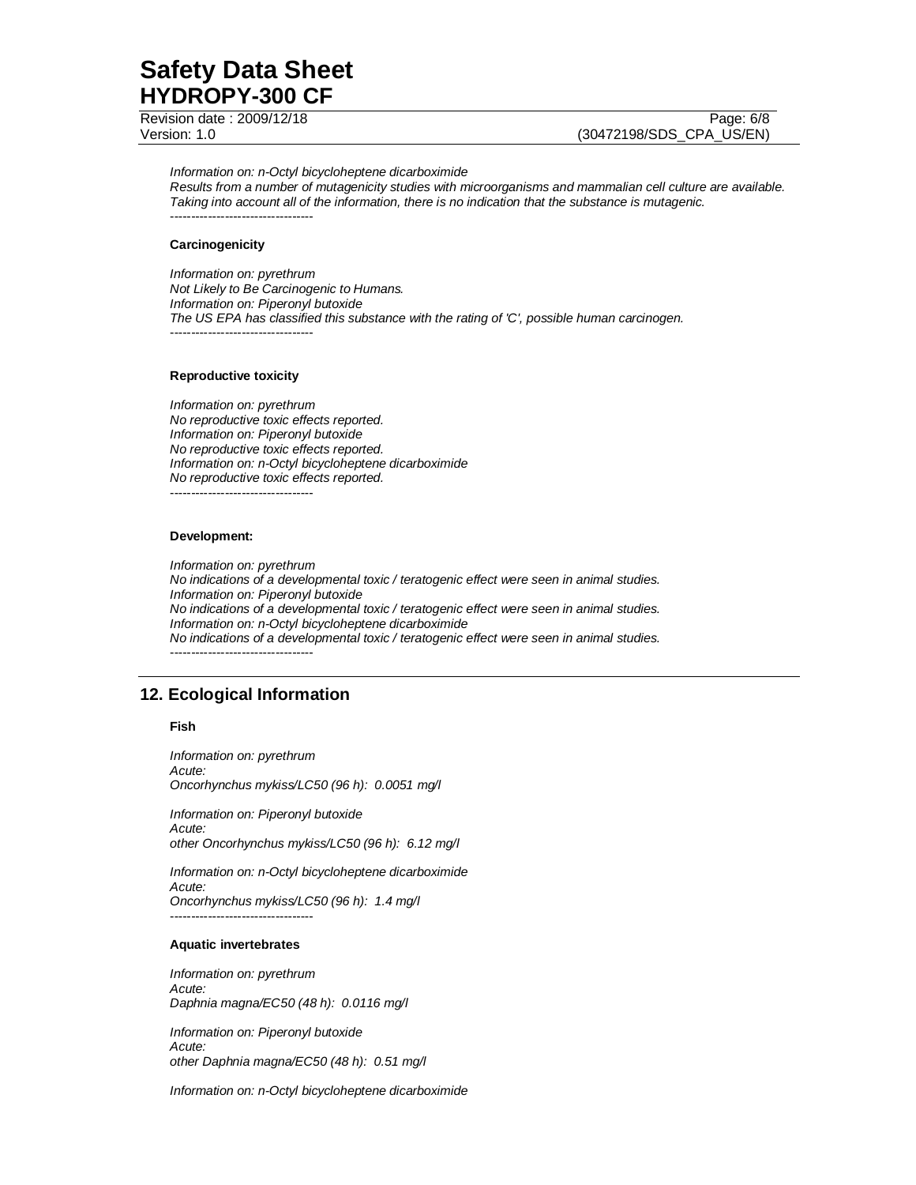*Information on: n-Octyl bicycloheptene dicarboximide*
*Results from a number of mutagenicity studies with microorganisms and mammalian cell culture are available. Taking into account all of the information, there is no indication that the substance is mutagenic.*
----------------------------------

**Carcinogenicity**

*Information on: pyrethrum*
*Not Likely to Be Carcinogenic to Humans.*
*Information on: Piperonyl butoxide*
*The US EPA has classified this substance with the rating of 'C', possible human carcinogen.*
----------------------------------

**Reproductive toxicity**

*Information on: pyrethrum*
*No reproductive toxic effects reported.*
*Information on: Piperonyl butoxide*
*No reproductive toxic effects reported.*
*Information on: n-Octyl bicycloheptene dicarboximide*
*No reproductive toxic effects reported.*
----------------------------------

**Development:**

*Information on: pyrethrum*
*No indications of a developmental toxic / teratogenic effect were seen in animal studies.*
*Information on: Piperonyl butoxide*
*No indications of a developmental toxic / teratogenic effect were seen in animal studies.*
*Information on: n-Octyl bicycloheptene dicarboximide*
*No indications of a developmental toxic / teratogenic effect were seen in animal studies.*
----------------------------------

## 12. Ecological Information

**Fish**

*Information on: pyrethrum*
*Acute:*
*Oncorhynchus mykiss/LC50 (96 h): 0.0051 mg/l*

*Information on: Piperonyl butoxide*
*Acute:*
*other Oncorhynchus mykiss/LC50 (96 h): 6.12 mg/l*

*Information on: n-Octyl bicycloheptene dicarboximide*
*Acute:*
*Oncorhynchus mykiss/LC50 (96 h): 1.4 mg/l*
----------------------------------

**Aquatic invertebrates**

*Information on: pyrethrum*
*Acute:*
*Daphnia magna/EC50 (48 h): 0.0116 mg/l*

*Information on: Piperonyl butoxide*
*Acute:*
*other Daphnia magna/EC50 (48 h): 0.51 mg/l*

*Information on: n-Octyl bicycloheptene dicarboximide*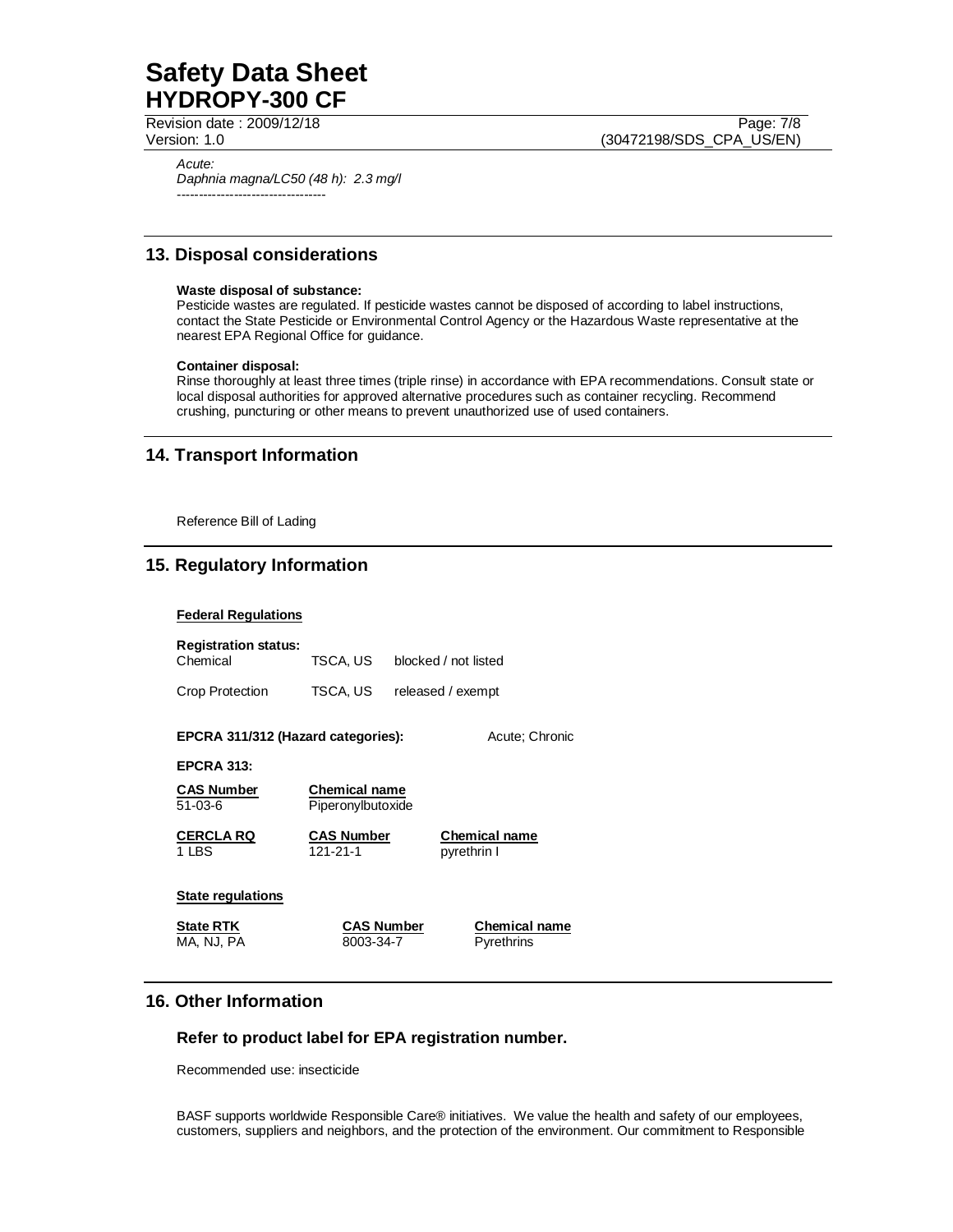*Acute:*
*Daphnia magna/LC50 (48 h): 2.3 mg/l*
----------------------------------

## 13. Disposal considerations

**Waste disposal of substance:**
Pesticide wastes are regulated. If pesticide wastes cannot be disposed of according to label instructions, contact the State Pesticide or Environmental Control Agency or the Hazardous Waste representative at the nearest EPA Regional Office for guidance.

**Container disposal:**
Rinse thoroughly at least three times (triple rinse) in accordance with EPA recommendations. Consult state or local disposal authorities for approved alternative procedures such as container recycling. Recommend crushing, puncturing or other means to prevent unauthorized use of used containers.

## 14. Transport Information

Reference Bill of Lading

## 15. Regulatory Information

**Federal Regulations**

**Registration status:**

| | | |
|---|---|---|
| Chemical | TSCA, US | blocked / not listed |
| Crop Protection | TSCA, US | released / exempt |

**EPCRA 311/312 (Hazard categories):** Acute; Chronic

**EPCRA 313:**

| CAS Number | Chemical name |
|---|---|
| 51-03-6 | Piperonylbutoxide |

| CERCLA RQ | CAS Number | Chemical name |
|---|---|---|
| 1 LBS | 121-21-1 | pyrethrin I |

**State regulations**

| State RTK | CAS Number | Chemical name |
|---|---|---|
| MA, NJ, PA | 8003-34-7 | Pyrethrins |

## 16. Other Information

### Refer to product label for EPA registration number.

Recommended use: insecticide

BASF supports worldwide Responsible Care® initiatives. We value the health and safety of our employees, customers, suppliers and neighbors, and the protection of the environment. Our commitment to Responsible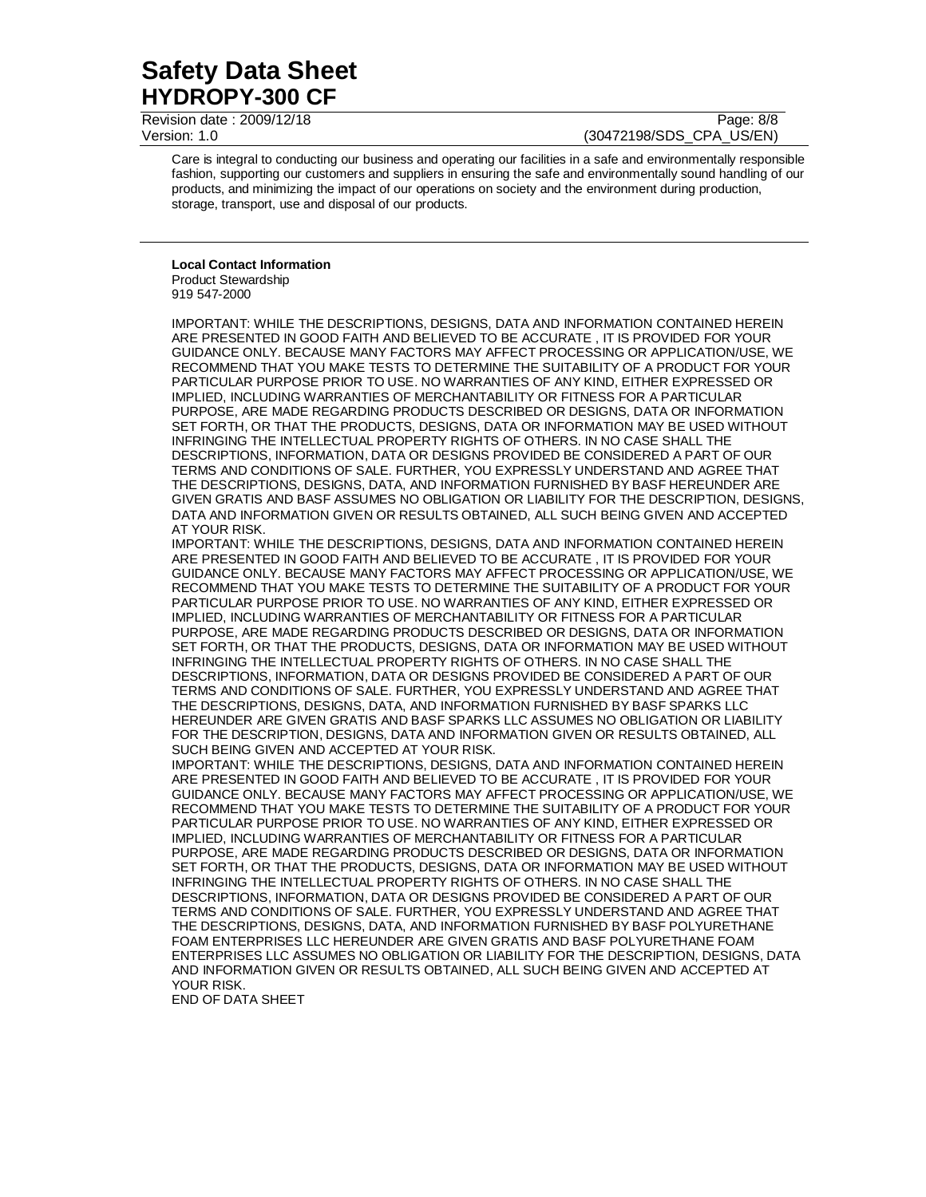Care is integral to conducting our business and operating our facilities in a safe and environmentally responsible fashion, supporting our customers and suppliers in ensuring the safe and environmentally sound handling of our products, and minimizing the impact of our operations on society and the environment during production, storage, transport, use and disposal of our products.

---

**Local Contact Information**
Product Stewardship
919 547-2000

IMPORTANT: WHILE THE DESCRIPTIONS, DESIGNS, DATA AND INFORMATION CONTAINED HEREIN ARE PRESENTED IN GOOD FAITH AND BELIEVED TO BE ACCURATE , IT IS PROVIDED FOR YOUR GUIDANCE ONLY. BECAUSE MANY FACTORS MAY AFFECT PROCESSING OR APPLICATION/USE, WE RECOMMEND THAT YOU MAKE TESTS TO DETERMINE THE SUITABILITY OF A PRODUCT FOR YOUR PARTICULAR PURPOSE PRIOR TO USE. NO WARRANTIES OF ANY KIND, EITHER EXPRESSED OR IMPLIED, INCLUDING WARRANTIES OF MERCHANTABILITY OR FITNESS FOR A PARTICULAR PURPOSE, ARE MADE REGARDING PRODUCTS DESCRIBED OR DESIGNS, DATA OR INFORMATION SET FORTH, OR THAT THE PRODUCTS, DESIGNS, DATA OR INFORMATION MAY BE USED WITHOUT INFRINGING THE INTELLECTUAL PROPERTY RIGHTS OF OTHERS. IN NO CASE SHALL THE DESCRIPTIONS, INFORMATION, DATA OR DESIGNS PROVIDED BE CONSIDERED A PART OF OUR TERMS AND CONDITIONS OF SALE. FURTHER, YOU EXPRESSLY UNDERSTAND AND AGREE THAT THE DESCRIPTIONS, DESIGNS, DATA, AND INFORMATION FURNISHED BY BASF HEREUNDER ARE GIVEN GRATIS AND BASF ASSUMES NO OBLIGATION OR LIABILITY FOR THE DESCRIPTION, DESIGNS, DATA AND INFORMATION GIVEN OR RESULTS OBTAINED, ALL SUCH BEING GIVEN AND ACCEPTED AT YOUR RISK.
IMPORTANT: WHILE THE DESCRIPTIONS, DESIGNS, DATA AND INFORMATION CONTAINED HEREIN ARE PRESENTED IN GOOD FAITH AND BELIEVED TO BE ACCURATE , IT IS PROVIDED FOR YOUR GUIDANCE ONLY. BECAUSE MANY FACTORS MAY AFFECT PROCESSING OR APPLICATION/USE, WE RECOMMEND THAT YOU MAKE TESTS TO DETERMINE THE SUITABILITY OF A PRODUCT FOR YOUR PARTICULAR PURPOSE PRIOR TO USE. NO WARRANTIES OF ANY KIND, EITHER EXPRESSED OR IMPLIED, INCLUDING WARRANTIES OF MERCHANTABILITY OR FITNESS FOR A PARTICULAR PURPOSE, ARE MADE REGARDING PRODUCTS DESCRIBED OR DESIGNS, DATA OR INFORMATION SET FORTH, OR THAT THE PRODUCTS, DESIGNS, DATA OR INFORMATION MAY BE USED WITHOUT INFRINGING THE INTELLECTUAL PROPERTY RIGHTS OF OTHERS. IN NO CASE SHALL THE DESCRIPTIONS, INFORMATION, DATA OR DESIGNS PROVIDED BE CONSIDERED A PART OF OUR TERMS AND CONDITIONS OF SALE. FURTHER, YOU EXPRESSLY UNDERSTAND AND AGREE THAT THE DESCRIPTIONS, DESIGNS, DATA, AND INFORMATION FURNISHED BY BASF SPARKS LLC HEREUNDER ARE GIVEN GRATIS AND BASF SPARKS LLC ASSUMES NO OBLIGATION OR LIABILITY FOR THE DESCRIPTION, DESIGNS, DATA AND INFORMATION GIVEN OR RESULTS OBTAINED, ALL SUCH BEING GIVEN AND ACCEPTED AT YOUR RISK.
IMPORTANT: WHILE THE DESCRIPTIONS, DESIGNS, DATA AND INFORMATION CONTAINED HEREIN ARE PRESENTED IN GOOD FAITH AND BELIEVED TO BE ACCURATE , IT IS PROVIDED FOR YOUR GUIDANCE ONLY. BECAUSE MANY FACTORS MAY AFFECT PROCESSING OR APPLICATION/USE, WE RECOMMEND THAT YOU MAKE TESTS TO DETERMINE THE SUITABILITY OF A PRODUCT FOR YOUR PARTICULAR PURPOSE PRIOR TO USE. NO WARRANTIES OF ANY KIND, EITHER EXPRESSED OR IMPLIED, INCLUDING WARRANTIES OF MERCHANTABILITY OR FITNESS FOR A PARTICULAR PURPOSE, ARE MADE REGARDING PRODUCTS DESCRIBED OR DESIGNS, DATA OR INFORMATION SET FORTH, OR THAT THE PRODUCTS, DESIGNS, DATA OR INFORMATION MAY BE USED WITHOUT INFRINGING THE INTELLECTUAL PROPERTY RIGHTS OF OTHERS. IN NO CASE SHALL THE DESCRIPTIONS, INFORMATION, DATA OR DESIGNS PROVIDED BE CONSIDERED A PART OF OUR TERMS AND CONDITIONS OF SALE. FURTHER, YOU EXPRESSLY UNDERSTAND AND AGREE THAT THE DESCRIPTIONS, DESIGNS, DATA, AND INFORMATION FURNISHED BY BASF POLYURETHANE FOAM ENTERPRISES LLC HEREUNDER ARE GIVEN GRATIS AND BASF POLYURETHANE FOAM ENTERPRISES LLC ASSUMES NO OBLIGATION OR LIABILITY FOR THE DESCRIPTION, DESIGNS, DATA AND INFORMATION GIVEN OR RESULTS OBTAINED, ALL SUCH BEING GIVEN AND ACCEPTED AT YOUR RISK.
END OF DATA SHEET